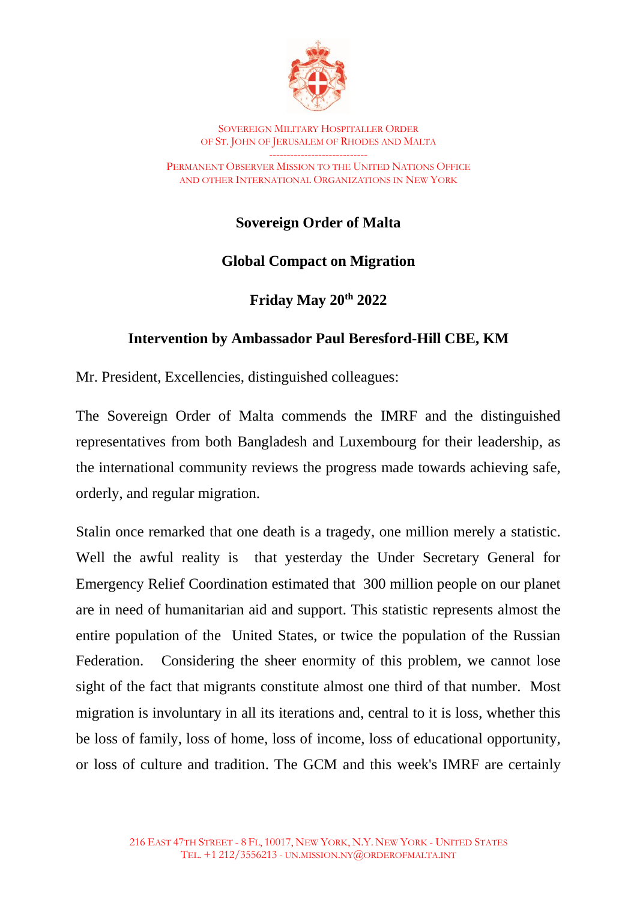SOVEREIGN MILITARY HOSPITALLER ORDER
OF ST. JOHN OF JERUSALEM OF RHODES AND MALTA

PERMANENT OBSERVER MISSION TO THE UNITED NATIONS OFFICE
AND OTHER INTERNATIONAL ORGANIZATIONS IN NEW YORK

**Sovereign Order of Malta**

**Global Compact on Migration**

**Friday May 20th 2022**

**Intervention by Ambassador Paul Beresford-Hill CBE, KM**

Mr. President, Excellencies, distinguished colleagues:

The Sovereign Order of Malta commends the IMRF and the distinguished representatives from both Bangladesh and Luxembourg for their leadership, as the international community reviews the progress made towards achieving safe, orderly, and regular migration.

Stalin once remarked that one death is a tragedy, one million merely a statistic. Well the awful reality is that yesterday the Under Secretary General for Emergency Relief Coordination estimated that 300 million people on our planet are in need of humanitarian aid and support. This statistic represents almost the entire population of the United States, or twice the population of the Russian Federation. Considering the sheer enormity of this problem, we cannot lose sight of the fact that migrants constitute almost one third of that number. Most migration is involuntary in all its iterations and, central to it is loss, whether this be loss of family, loss of home, loss of income, loss of educational opportunity, or loss of culture and tradition. The GCM and this week's IMRF are certainly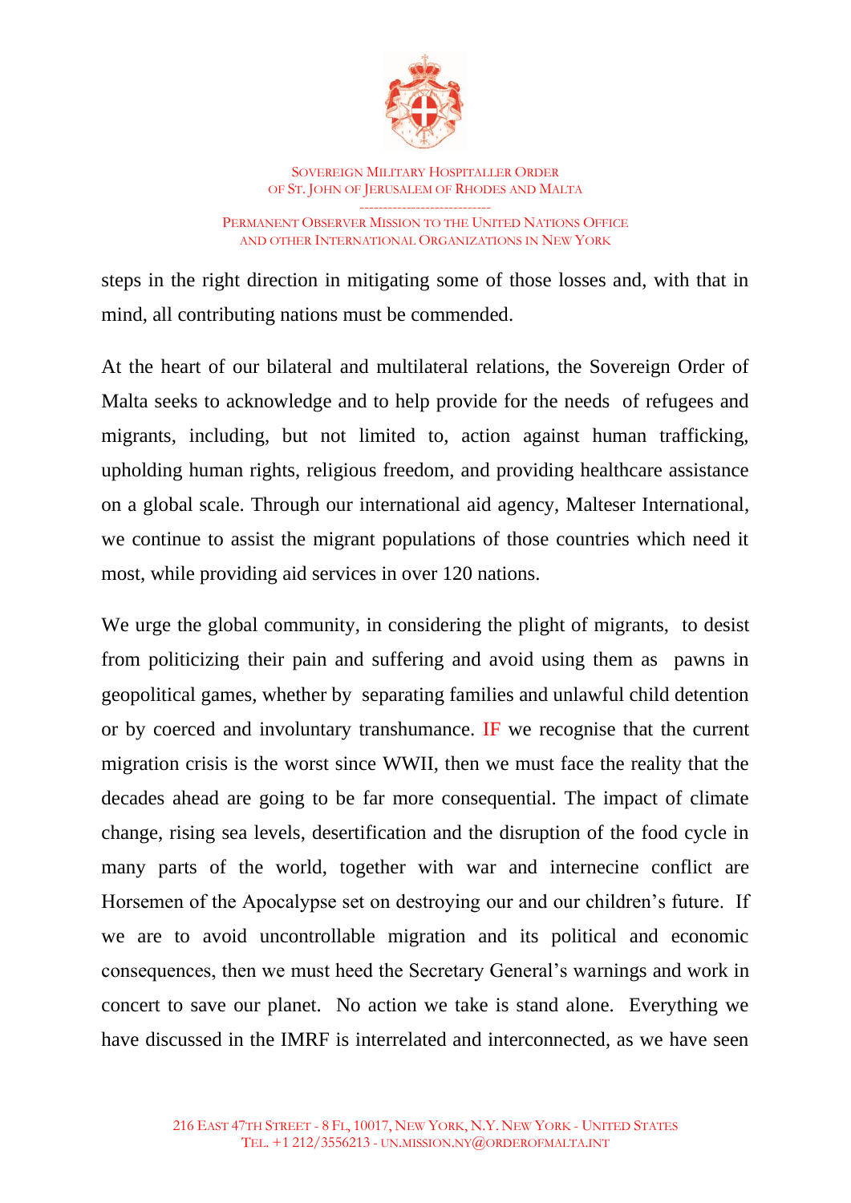steps in the right direction in mitigating some of those losses and, with that in mind, all contributing nations must be commended.

At the heart of our bilateral and multilateral relations, the Sovereign Order of Malta seeks to acknowledge and to help provide for the needs of refugees and migrants, including, but not limited to, action against human trafficking, upholding human rights, religious freedom, and providing healthcare assistance on a global scale. Through our international aid agency, Malteser International, we continue to assist the migrant populations of those countries which need it most, while providing aid services in over 120 nations.

We urge the global community, in considering the plight of migrants, to desist from politicizing their pain and suffering and avoid using them as pawns in geopolitical games, whether by separating families and unlawful child detention or by coerced and involuntary transhumance. IF we recognise that the current migration crisis is the worst since WWII, then we must face the reality that the decades ahead are going to be far more consequential. The impact of climate change, rising sea levels, desertification and the disruption of the food cycle in many parts of the world, together with war and internecine conflict are Horsemen of the Apocalypse set on destroying our and our children's future. If we are to avoid uncontrollable migration and its political and economic consequences, then we must heed the Secretary General's warnings and work in concert to save our planet. No action we take is stand alone. Everything we have discussed in the IMRF is interrelated and interconnected, as we have seen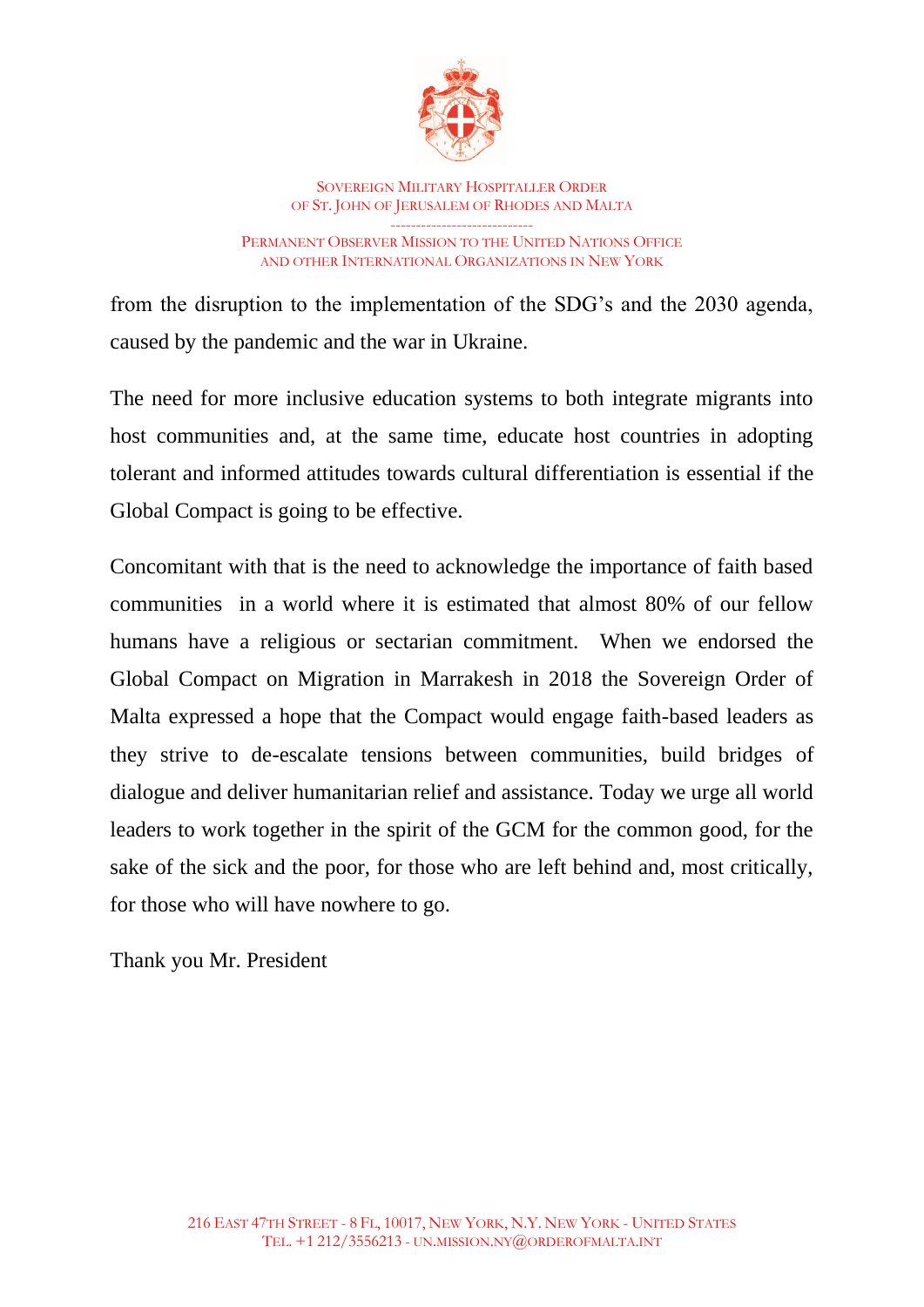from the disruption to the implementation of the SDG's and the 2030 agenda, caused by the pandemic and the war in Ukraine.

The need for more inclusive education systems to both integrate migrants into host communities and, at the same time, educate host countries in adopting tolerant and informed attitudes towards cultural differentiation is essential if the Global Compact is going to be effective.

Concomitant with that is the need to acknowledge the importance of faith based communities in a world where it is estimated that almost 80% of our fellow humans have a religious or sectarian commitment. When we endorsed the Global Compact on Migration in Marrakesh in 2018 the Sovereign Order of Malta expressed a hope that the Compact would engage faith-based leaders as they strive to de-escalate tensions between communities, build bridges of dialogue and deliver humanitarian relief and assistance. Today we urge all world leaders to work together in the spirit of the GCM for the common good, for the sake of the sick and the poor, for those who are left behind and, most critically, for those who will have nowhere to go.

Thank you Mr. President